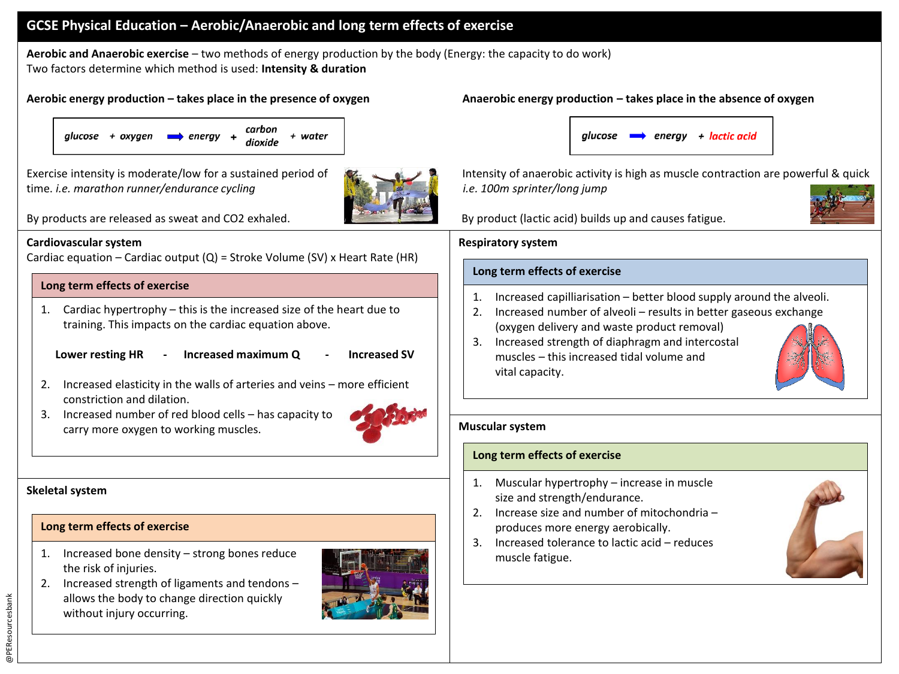# GCSE Physical Education – Aerobic/Anaerobic and long term effects of exercise

**Aerobic and Anaerobic exercise** – two methods of energy production by the body (Energy: the capacity to do work)
Two factors determine which method is used: **Intensity & duration**

## Aerobic energy production – takes place in the presence of oxygen

***glucose + oxygen → energy + carbon dioxide + water***

Exercise intensity is moderate/low for a sustained period of time. *i.e. marathon runner/endurance cycling*

By products are released as sweat and CO2 exhaled.

## Anaerobic energy production – takes place in the absence of oxygen

***glucose → energy + lactic acid***

Intensity of anaerobic activity is high as muscle contraction are powerful & quick
*i.e. 100m sprinter/long jump*

By product (lactic acid) builds up and causes fatigue.

## Cardiovascular system

Cardiac equation – Cardiac output (Q) = Stroke Volume (SV) x Heart Rate (HR)

### Long term effects of exercise

1. Cardiac hypertrophy – this is the increased size of the heart due to training. This impacts on the cardiac equation above.

   **Lower resting HR - Increased maximum Q - Increased SV**

2. Increased elasticity in the walls of arteries and veins – more efficient constriction and dilation.
3. Increased number of red blood cells – has capacity to carry more oxygen to working muscles.

## Skeletal system

### Long term effects of exercise

1. Increased bone density – strong bones reduce the risk of injuries.
2. Increased strength of ligaments and tendons – allows the body to change direction quickly without injury occurring.

## Respiratory system

### Long term effects of exercise

1. Increased capilliarisation – better blood supply around the alveoli.
2. Increased number of alveoli – results in better gaseous exchange (oxygen delivery and waste product removal)
3. Increased strength of diaphragm and intercostal muscles – this increased tidal volume and vital capacity.

## Muscular system

### Long term effects of exercise

1. Muscular hypertrophy – increase in muscle size and strength/endurance.
2. Increase size and number of mitochondria – produces more energy aerobically.
3. Increased tolerance to lactic acid – reduces muscle fatigue.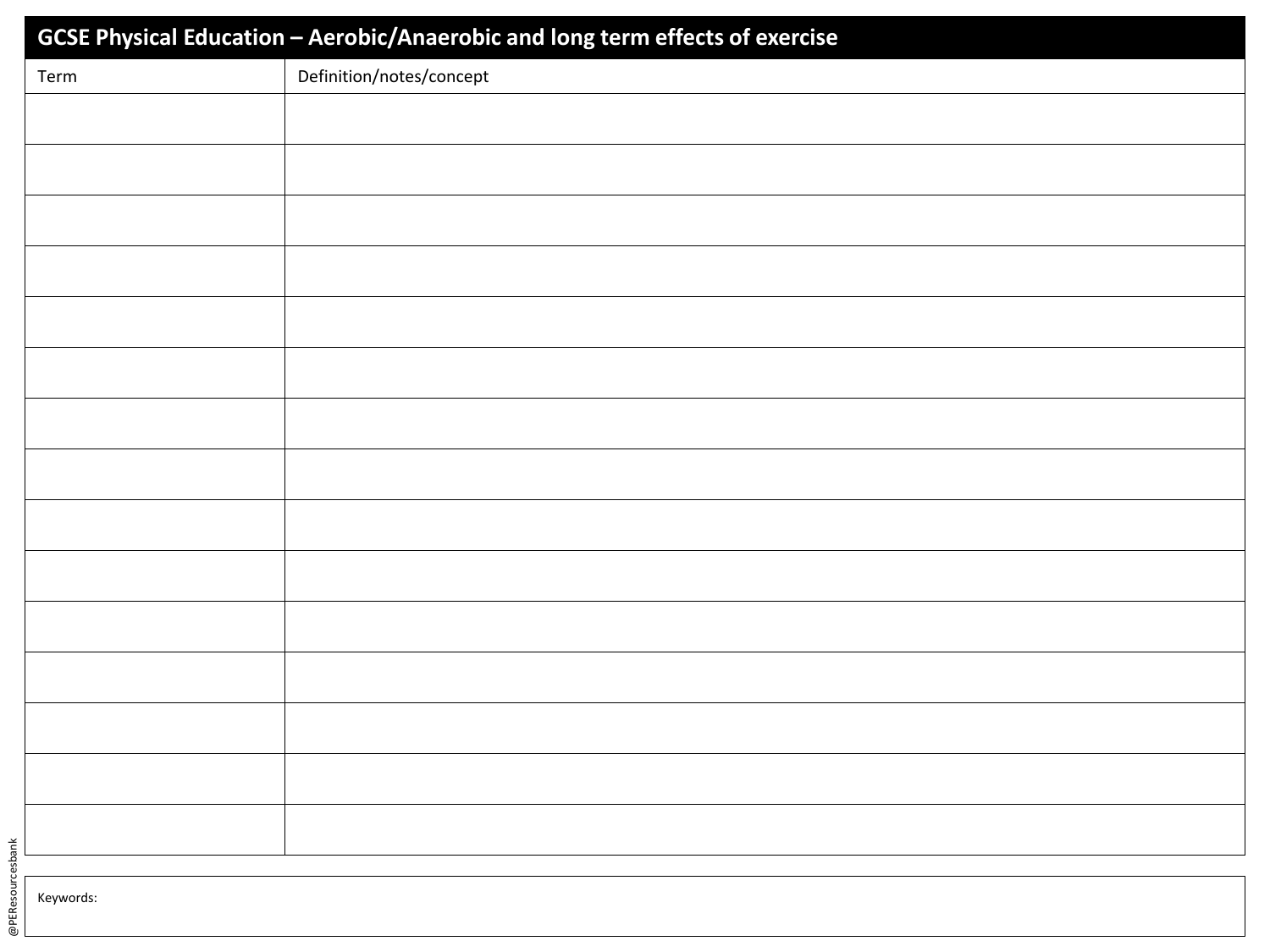| GCSE Physical Education – Aerobic/Anaerobic and long term effects of exercise | |
| --- | --- |
| Term | Definition/notes/concept |
| | |
| | |
| | |
| | |
| | |
| | |
| | |
| | |
| | |
| | |
| | |
| | |
| | |
| | |
| | |

Keywords: